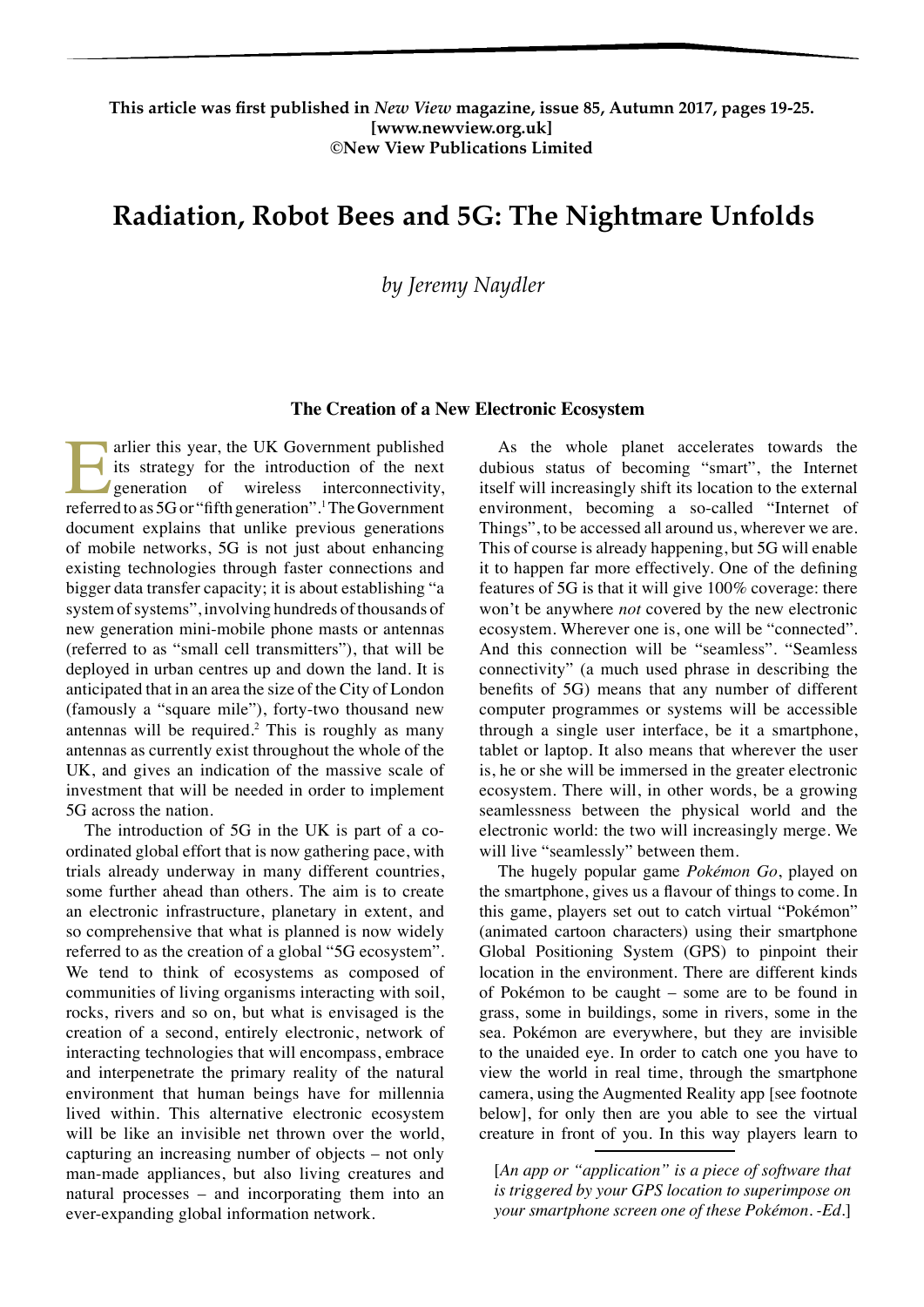**This article was first published in *New View* magazine, issue 85, Autumn 2017, pages 19-25.**
**[www.newview.org.uk]**
**©New View Publications Limited**

# Radiation, Robot Bees and 5G: The Nightmare Unfolds

*by Jeremy Naydler*

## The Creation of a New Electronic Ecosystem

Earlier this year, the UK Government published its strategy for the introduction of the next generation of wireless interconnectivity, referred to as 5G or "fifth generation".[1] The Government document explains that unlike previous generations of mobile networks, 5G is not just about enhancing existing technologies through faster connections and bigger data transfer capacity; it is about establishing "a system of systems", involving hundreds of thousands of new generation mini-mobile phone masts or antennas (referred to as "small cell transmitters"), that will be deployed in urban centres up and down the land. It is anticipated that in an area the size of the City of London (famously a "square mile"), forty-two thousand new antennas will be required.[2] This is roughly as many antennas as currently exist throughout the whole of the UK, and gives an indication of the massive scale of investment that will be needed in order to implement 5G across the nation.

The introduction of 5G in the UK is part of a co-ordinated global effort that is now gathering pace, with trials already underway in many different countries, some further ahead than others. The aim is to create an electronic infrastructure, planetary in extent, and so comprehensive that what is planned is now widely referred to as the creation of a global "5G ecosystem". We tend to think of ecosystems as composed of communities of living organisms interacting with soil, rocks, rivers and so on, but what is envisaged is the creation of a second, entirely electronic, network of interacting technologies that will encompass, embrace and interpenetrate the primary reality of the natural environment that human beings have for millennia lived within. This alternative electronic ecosystem will be like an invisible net thrown over the world, capturing an increasing number of objects – not only man-made appliances, but also living creatures and natural processes – and incorporating them into an ever-expanding global information network.

As the whole planet accelerates towards the dubious status of becoming "smart", the Internet itself will increasingly shift its location to the external environment, becoming a so-called "Internet of Things", to be accessed all around us, wherever we are. This of course is already happening, but 5G will enable it to happen far more effectively. One of the defining features of 5G is that it will give 100% coverage: there won't be anywhere *not* covered by the new electronic ecosystem. Wherever one is, one will be "connected". And this connection will be "seamless". "Seamless connectivity" (a much used phrase in describing the benefits of 5G) means that any number of different computer programmes or systems will be accessible through a single user interface, be it a smartphone, tablet or laptop. It also means that wherever the user is, he or she will be immersed in the greater electronic ecosystem. There will, in other words, be a growing seamlessness between the physical world and the electronic world: the two will increasingly merge. We will live "seamlessly" between them.

The hugely popular game *Pokémon Go*, played on the smartphone, gives us a flavour of things to come. In this game, players set out to catch virtual "Pokémon" (animated cartoon characters) using their smartphone Global Positioning System (GPS) to pinpoint their location in the environment. There are different kinds of Pokémon to be caught – some are to be found in grass, some in buildings, some in rivers, some in the sea. Pokémon are everywhere, but they are invisible to the unaided eye. In order to catch one you have to view the world in real time, through the smartphone camera, using the Augmented Reality app [see footnote below], for only then are you able to see the virtual creature in front of you. In this way players learn to

[*An app or "application" is a piece of software that is triggered by your GPS location to superimpose on your smartphone screen one of these Pokémon. -Ed.*]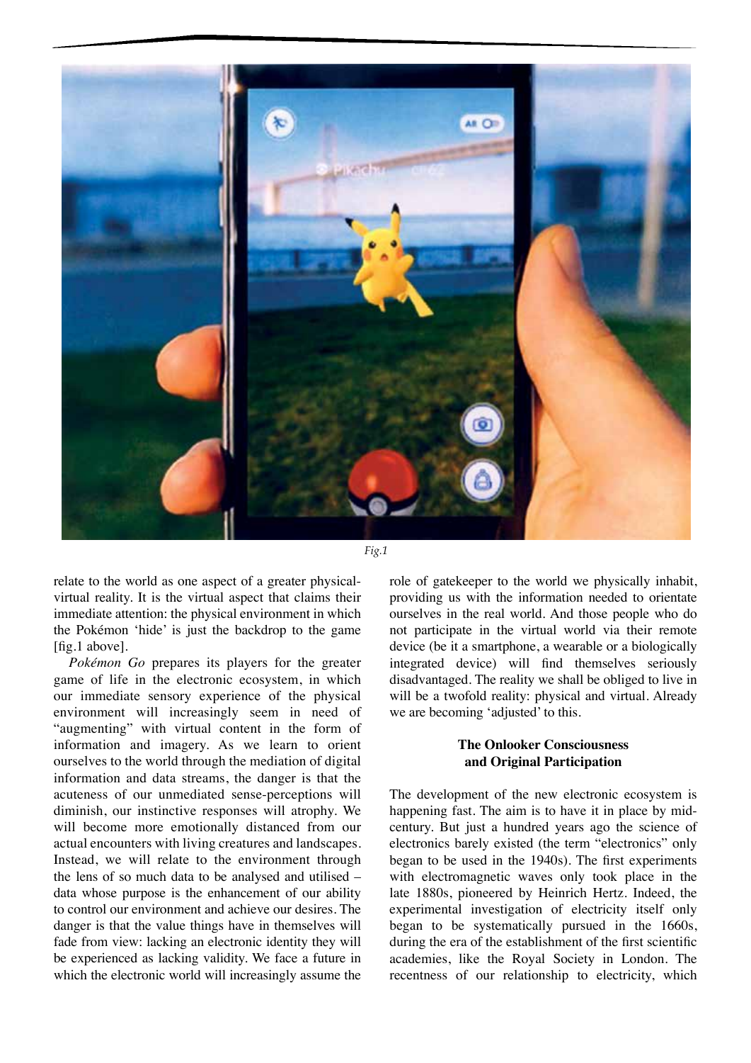Fig.1

relate to the world as one aspect of a greater physical-virtual reality. It is the virtual aspect that claims their immediate attention: the physical environment in which the Pokémon 'hide' is just the backdrop to the game [fig.1 above].

*Pokémon Go* prepares its players for the greater game of life in the electronic ecosystem, in which our immediate sensory experience of the physical environment will increasingly seem in need of "augmenting" with virtual content in the form of information and imagery. As we learn to orient ourselves to the world through the mediation of digital information and data streams, the danger is that the acuteness of our unmediated sense-perceptions will diminish, our instinctive responses will atrophy. We will become more emotionally distanced from our actual encounters with living creatures and landscapes. Instead, we will relate to the environment through the lens of so much data to be analysed and utilised – data whose purpose is the enhancement of our ability to control our environment and achieve our desires. The danger is that the value things have in themselves will fade from view: lacking an electronic identity they will be experienced as lacking validity. We face a future in which the electronic world will increasingly assume the role of gatekeeper to the world we physically inhabit, providing us with the information needed to orientate ourselves in the real world. And those people who do not participate in the virtual world via their remote device (be it a smartphone, a wearable or a biologically integrated device) will find themselves seriously disadvantaged. The reality we shall be obliged to live in will be a twofold reality: physical and virtual. Already we are becoming 'adjusted' to this.

### The Onlooker Consciousness and Original Participation

The development of the new electronic ecosystem is happening fast. The aim is to have it in place by mid-century. But just a hundred years ago the science of electronics barely existed (the term "electronics" only began to be used in the 1940s). The first experiments with electromagnetic waves only took place in the late 1880s, pioneered by Heinrich Hertz. Indeed, the experimental investigation of electricity itself only began to be systematically pursued in the 1660s, during the era of the establishment of the first scientific academies, like the Royal Society in London. The recentness of our relationship to electricity, which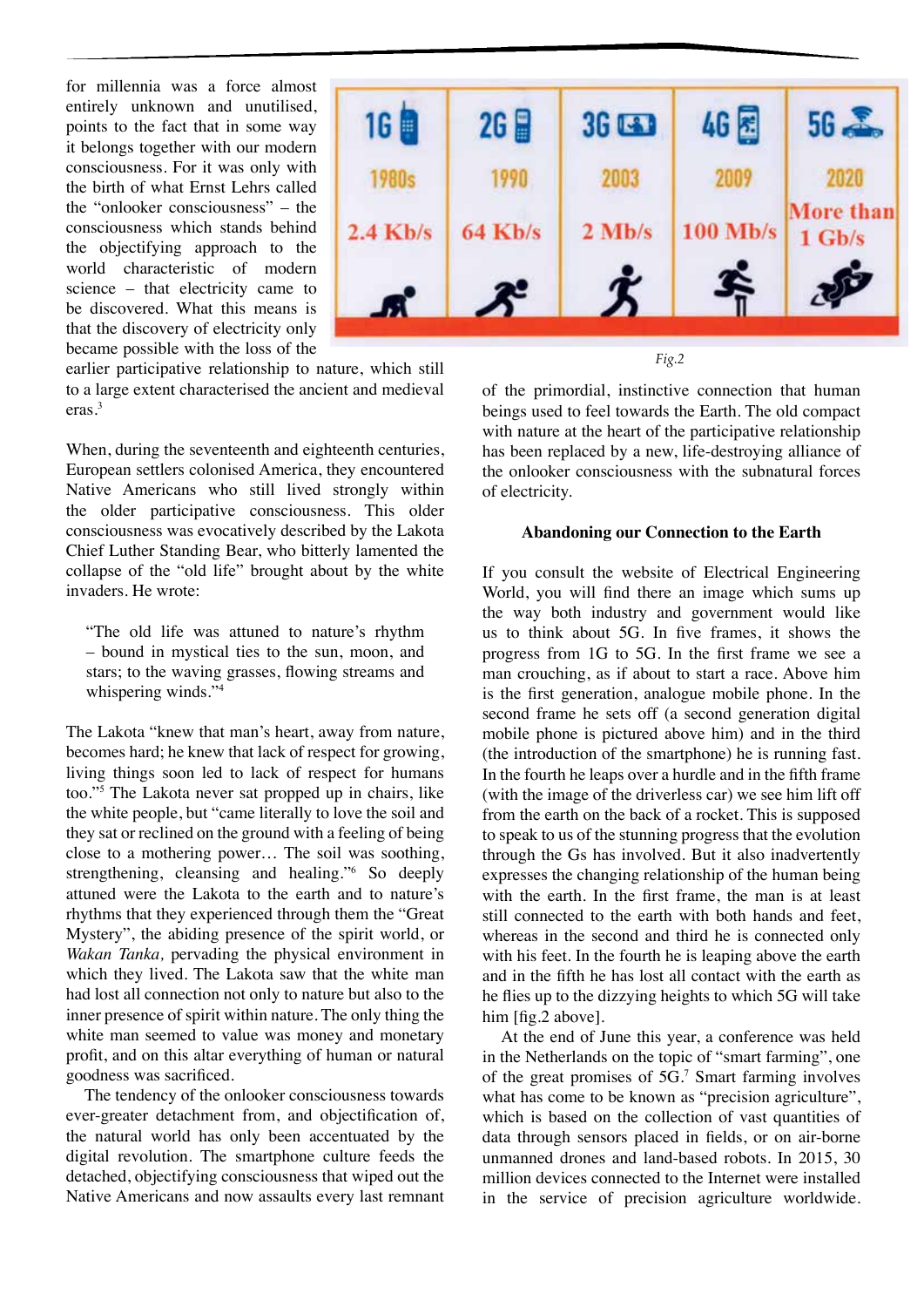for millennia was a force almost entirely unknown and unutilised, points to the fact that in some way it belongs together with our modern consciousness. For it was only with the birth of what Ernst Lehrs called the "onlooker consciousness" – the consciousness which stands behind the objectifying approach to the world characteristic of modern science – that electricity came to be discovered. What this means is that the discovery of electricity only became possible with the loss of the earlier participative relationship to nature, which still to a large extent characterised the ancient and medieval eras.[3]

When, during the seventeenth and eighteenth centuries, European settlers colonised America, they encountered Native Americans who still lived strongly within the older participative consciousness. This older consciousness was evocatively described by the Lakota Chief Luther Standing Bear, who bitterly lamented the collapse of the "old life" brought about by the white invaders. He wrote:

> "The old life was attuned to nature's rhythm – bound in mystical ties to the sun, moon, and stars; to the waving grasses, flowing streams and whispering winds."[4]

The Lakota "knew that man's heart, away from nature, becomes hard; he knew that lack of respect for growing, living things soon led to lack of respect for humans too."[5] The Lakota never sat propped up in chairs, like the white people, but "came literally to love the soil and they sat or reclined on the ground with a feeling of being close to a mothering power… The soil was soothing, strengthening, cleansing and healing."[6] So deeply attuned were the Lakota to the earth and to nature's rhythms that they experienced through them the "Great Mystery", the abiding presence of the spirit world, or *Wakan Tanka,* pervading the physical environment in which they lived. The Lakota saw that the white man had lost all connection not only to nature but also to the inner presence of spirit within nature. The only thing the white man seemed to value was money and monetary profit, and on this altar everything of human or natural goodness was sacrificed.

The tendency of the onlooker consciousness towards ever-greater detachment from, and objectification of, the natural world has only been accentuated by the digital revolution. The smartphone culture feeds the detached, objectifying consciousness that wiped out the Native Americans and now assaults every last remnant of the primordial, instinctive connection that human beings used to feel towards the Earth. The old compact with nature at the heart of the participative relationship has been replaced by a new, life-destroying alliance of the onlooker consciousness with the subnatural forces of electricity.

| 1G | 2G | 3G | 4G | 5G |
|---|---|---|---|---|
| 1980s | 1990 | 2003 | 2009 | 2020 |
| 2.4 Kb/s | 64 Kb/s | 2 Mb/s | 100 Mb/s | More than 1 Gb/s |

*Fig.2*

### Abandoning our Connection to the Earth

If you consult the website of Electrical Engineering World, you will find there an image which sums up the way both industry and government would like us to think about 5G. In five frames, it shows the progress from 1G to 5G. In the first frame we see a man crouching, as if about to start a race. Above him is the first generation, analogue mobile phone. In the second frame he sets off (a second generation digital mobile phone is pictured above him) and in the third (the introduction of the smartphone) he is running fast. In the fourth he leaps over a hurdle and in the fifth frame (with the image of the driverless car) we see him lift off from the earth on the back of a rocket. This is supposed to speak to us of the stunning progress that the evolution through the Gs has involved. But it also inadvertently expresses the changing relationship of the human being with the earth. In the first frame, the man is at least still connected to the earth with both hands and feet, whereas in the second and third he is connected only with his feet. In the fourth he is leaping above the earth and in the fifth he has lost all contact with the earth as he flies up to the dizzying heights to which 5G will take him [fig.2 above].

At the end of June this year, a conference was held in the Netherlands on the topic of "smart farming", one of the great promises of 5G.[7] Smart farming involves what has come to be known as "precision agriculture", which is based on the collection of vast quantities of data through sensors placed in fields, or on air-borne unmanned drones and land-based robots. In 2015, 30 million devices connected to the Internet were installed in the service of precision agriculture worldwide.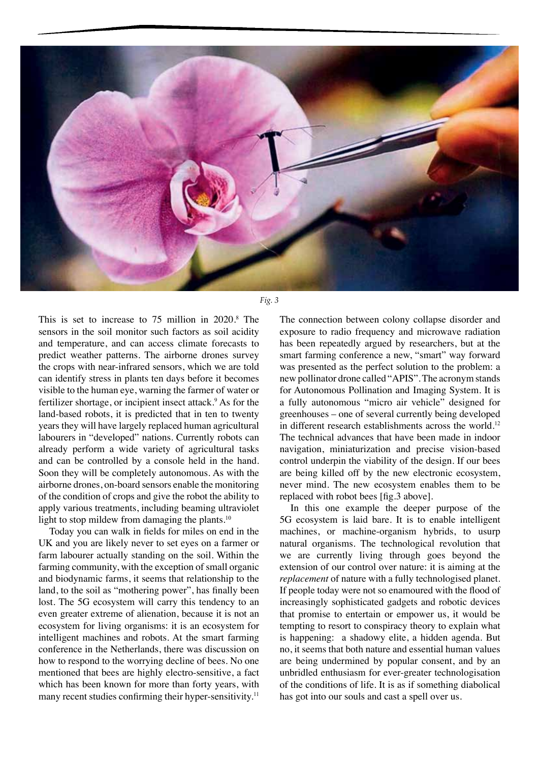*Fig. 3*

This is set to increase to 75 million in 2020.[8] The sensors in the soil monitor such factors as soil acidity and temperature, and can access climate forecasts to predict weather patterns. The airborne drones survey the crops with near-infrared sensors, which we are told can identify stress in plants ten days before it becomes visible to the human eye, warning the farmer of water or fertilizer shortage, or incipient insect attack.[9] As for the land-based robots, it is predicted that in ten to twenty years they will have largely replaced human agricultural labourers in "developed" nations. Currently robots can already perform a wide variety of agricultural tasks and can be controlled by a console held in the hand. Soon they will be completely autonomous. As with the airborne drones, on-board sensors enable the monitoring of the condition of crops and give the robot the ability to apply various treatments, including beaming ultraviolet light to stop mildew from damaging the plants.[10]

Today you can walk in fields for miles on end in the UK and you are likely never to set eyes on a farmer or farm labourer actually standing on the soil. Within the farming community, with the exception of small organic and biodynamic farms, it seems that relationship to the land, to the soil as "mothering power", has finally been lost. The 5G ecosystem will carry this tendency to an even greater extreme of alienation, because it is not an ecosystem for living organisms: it is an ecosystem for intelligent machines and robots. At the smart farming conference in the Netherlands, there was discussion on how to respond to the worrying decline of bees. No one mentioned that bees are highly electro-sensitive, a fact which has been known for more than forty years, with many recent studies confirming their hyper-sensitivity.[11]

The connection between colony collapse disorder and exposure to radio frequency and microwave radiation has been repeatedly argued by researchers, but at the smart farming conference a new, "smart" way forward was presented as the perfect solution to the problem: a new pollinator drone called "APIS". The acronym stands for Autonomous Pollination and Imaging System. It is a fully autonomous "micro air vehicle" designed for greenhouses – one of several currently being developed in different research establishments across the world.[12] The technical advances that have been made in indoor navigation, miniaturization and precise vision-based control underpin the viability of the design. If our bees are being killed off by the new electronic ecosystem, never mind. The new ecosystem enables them to be replaced with robot bees [fig.3 above].

In this one example the deeper purpose of the 5G ecosystem is laid bare. It is to enable intelligent machines, or machine-organism hybrids, to usurp natural organisms. The technological revolution that we are currently living through goes beyond the extension of our control over nature: it is aiming at the *replacement* of nature with a fully technologised planet. If people today were not so enamoured with the flood of increasingly sophisticated gadgets and robotic devices that promise to entertain or empower us, it would be tempting to resort to conspiracy theory to explain what is happening: a shadowy elite, a hidden agenda. But no, it seems that both nature and essential human values are being undermined by popular consent, and by an unbridled enthusiasm for ever-greater technologisation of the conditions of life. It is as if something diabolical has got into our souls and cast a spell over us.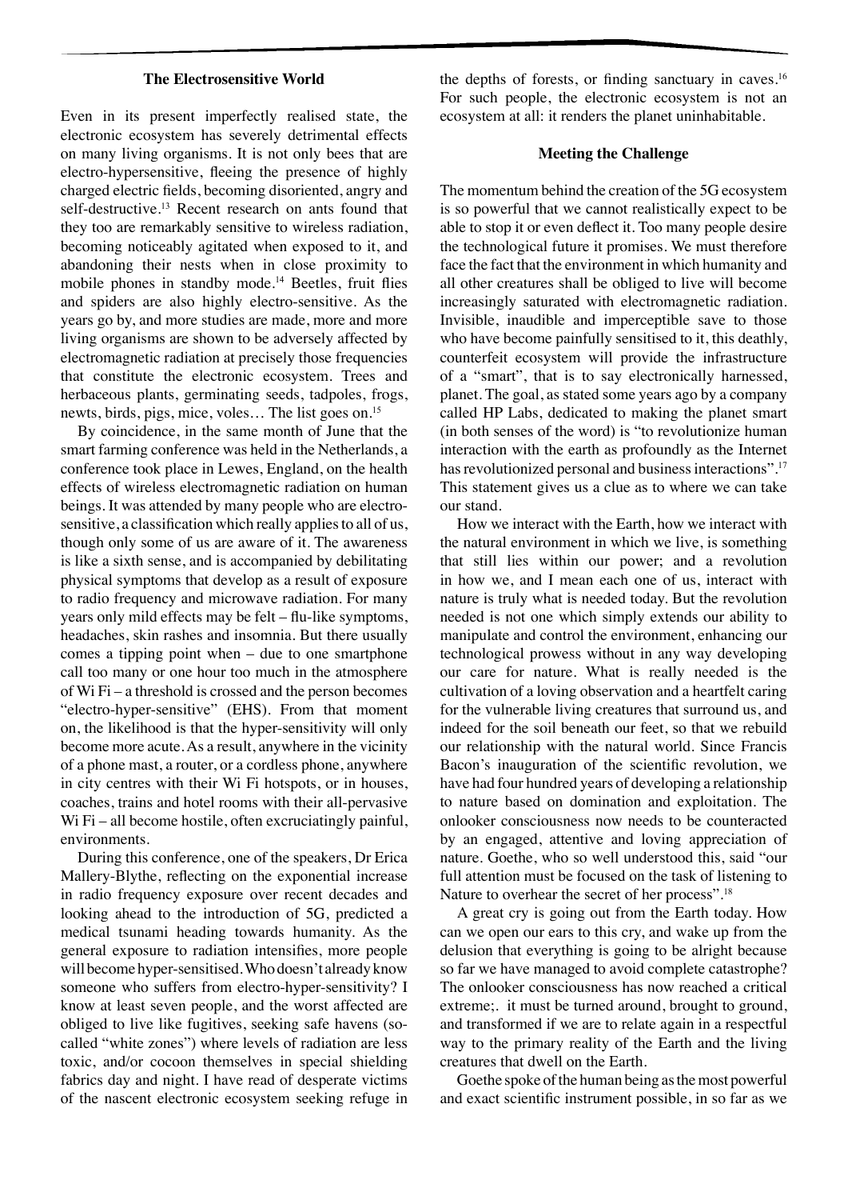### The Electrosensitive World

Even in its present imperfectly realised state, the electronic ecosystem has severely detrimental effects on many living organisms. It is not only bees that are electro-hypersensitive, fleeing the presence of highly charged electric fields, becoming disoriented, angry and self-destructive.[13] Recent research on ants found that they too are remarkably sensitive to wireless radiation, becoming noticeably agitated when exposed to it, and abandoning their nests when in close proximity to mobile phones in standby mode.[14] Beetles, fruit flies and spiders are also highly electro-sensitive. As the years go by, and more studies are made, more and more living organisms are shown to be adversely affected by electromagnetic radiation at precisely those frequencies that constitute the electronic ecosystem. Trees and herbaceous plants, germinating seeds, tadpoles, frogs, newts, birds, pigs, mice, voles… The list goes on.[15]

By coincidence, in the same month of June that the smart farming conference was held in the Netherlands, a conference took place in Lewes, England, on the health effects of wireless electromagnetic radiation on human beings. It was attended by many people who are electro-sensitive, a classification which really applies to all of us, though only some of us are aware of it. The awareness is like a sixth sense, and is accompanied by debilitating physical symptoms that develop as a result of exposure to radio frequency and microwave radiation. For many years only mild effects may be felt – flu-like symptoms, headaches, skin rashes and insomnia. But there usually comes a tipping point when – due to one smartphone call too many or one hour too much in the atmosphere of Wi Fi – a threshold is crossed and the person becomes "electro-hyper-sensitive" (EHS). From that moment on, the likelihood is that the hyper-sensitivity will only become more acute. As a result, anywhere in the vicinity of a phone mast, a router, or a cordless phone, anywhere in city centres with their Wi Fi hotspots, or in houses, coaches, trains and hotel rooms with their all-pervasive Wi Fi – all become hostile, often excruciatingly painful, environments.

During this conference, one of the speakers, Dr Erica Mallery-Blythe, reflecting on the exponential increase in radio frequency exposure over recent decades and looking ahead to the introduction of 5G, predicted a medical tsunami heading towards humanity. As the general exposure to radiation intensifies, more people will become hyper-sensitised. Who doesn't already know someone who suffers from electro-hyper-sensitivity? I know at least seven people, and the worst affected are obliged to live like fugitives, seeking safe havens (so-called "white zones") where levels of radiation are less toxic, and/or cocoon themselves in special shielding fabrics day and night. I have read of desperate victims of the nascent electronic ecosystem seeking refuge in the depths of forests, or finding sanctuary in caves.[16] For such people, the electronic ecosystem is not an ecosystem at all: it renders the planet uninhabitable.

### Meeting the Challenge

The momentum behind the creation of the 5G ecosystem is so powerful that we cannot realistically expect to be able to stop it or even deflect it. Too many people desire the technological future it promises. We must therefore face the fact that the environment in which humanity and all other creatures shall be obliged to live will become increasingly saturated with electromagnetic radiation. Invisible, inaudible and imperceptible save to those who have become painfully sensitised to it, this deathly, counterfeit ecosystem will provide the infrastructure of a "smart", that is to say electronically harnessed, planet. The goal, as stated some years ago by a company called HP Labs, dedicated to making the planet smart (in both senses of the word) is "to revolutionize human interaction with the earth as profoundly as the Internet has revolutionized personal and business interactions".[17] This statement gives us a clue as to where we can take our stand.

How we interact with the Earth, how we interact with the natural environment in which we live, is something that still lies within our power; and a revolution in how we, and I mean each one of us, interact with nature is truly what is needed today. But the revolution needed is not one which simply extends our ability to manipulate and control the environment, enhancing our technological prowess without in any way developing our care for nature. What is really needed is the cultivation of a loving observation and a heartfelt caring for the vulnerable living creatures that surround us, and indeed for the soil beneath our feet, so that we rebuild our relationship with the natural world. Since Francis Bacon's inauguration of the scientific revolution, we have had four hundred years of developing a relationship to nature based on domination and exploitation. The onlooker consciousness now needs to be counteracted by an engaged, attentive and loving appreciation of nature. Goethe, who so well understood this, said "our full attention must be focused on the task of listening to Nature to overhear the secret of her process".[18]

A great cry is going out from the Earth today. How can we open our ears to this cry, and wake up from the delusion that everything is going to be alright because so far we have managed to avoid complete catastrophe? The onlooker consciousness has now reached a critical extreme;. it must be turned around, brought to ground, and transformed if we are to relate again in a respectful way to the primary reality of the Earth and the living creatures that dwell on the Earth.

Goethe spoke of the human being as the most powerful and exact scientific instrument possible, in so far as we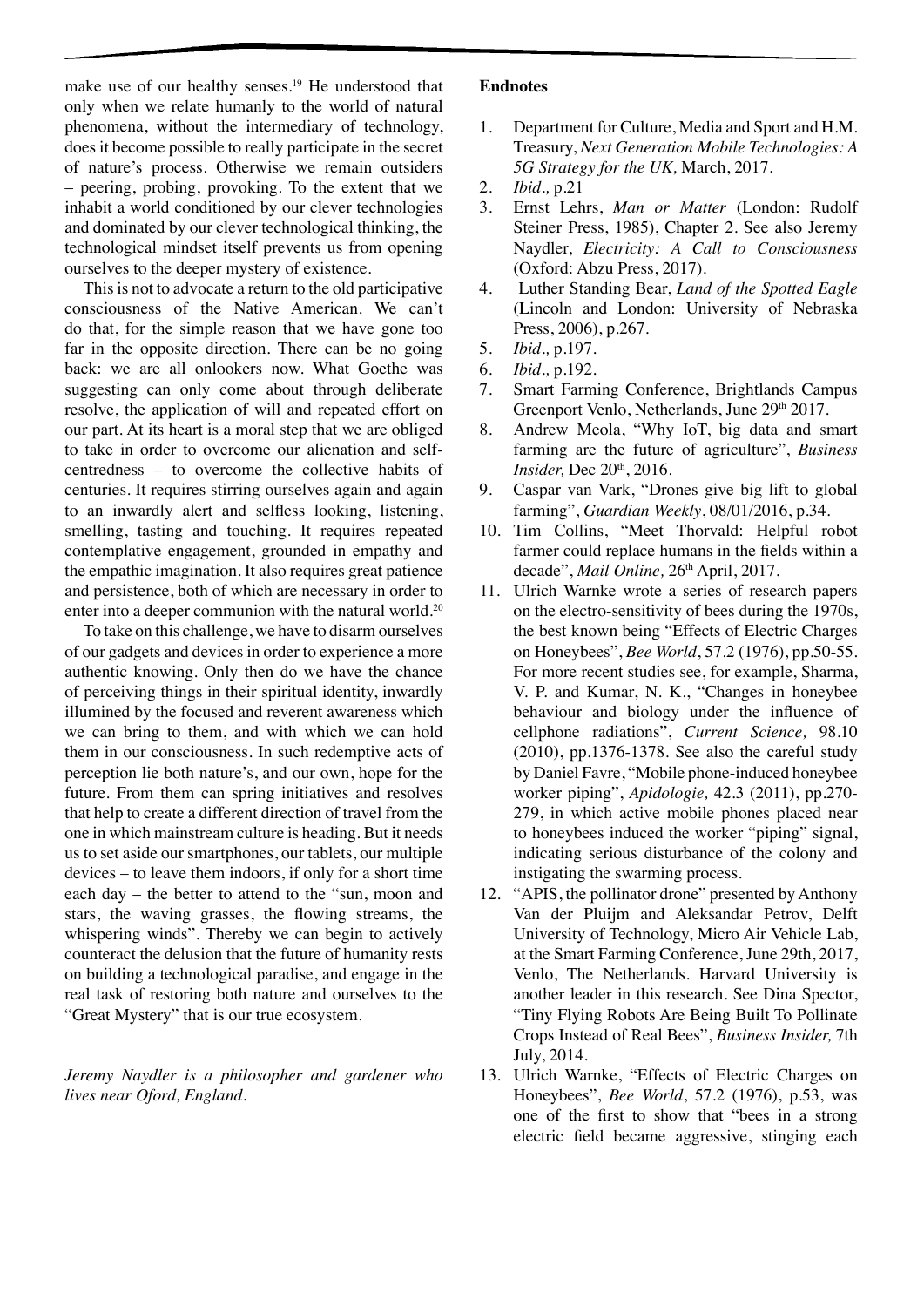make use of our healthy senses.[19] He understood that only when we relate humanly to the world of natural phenomena, without the intermediary of technology, does it become possible to really participate in the secret of nature's process. Otherwise we remain outsiders – peering, probing, provoking. To the extent that we inhabit a world conditioned by our clever technologies and dominated by our clever technological thinking, the technological mindset itself prevents us from opening ourselves to the deeper mystery of existence.

This is not to advocate a return to the old participative consciousness of the Native American. We can't do that, for the simple reason that we have gone too far in the opposite direction. There can be no going back: we are all onlookers now. What Goethe was suggesting can only come about through deliberate resolve, the application of will and repeated effort on our part. At its heart is a moral step that we are obliged to take in order to overcome our alienation and self-centredness – to overcome the collective habits of centuries. It requires stirring ourselves again and again to an inwardly alert and selfless looking, listening, smelling, tasting and touching. It requires repeated contemplative engagement, grounded in empathy and the empathic imagination. It also requires great patience and persistence, both of which are necessary in order to enter into a deeper communion with the natural world.[20]

To take on this challenge, we have to disarm ourselves of our gadgets and devices in order to experience a more authentic knowing. Only then do we have the chance of perceiving things in their spiritual identity, inwardly illumined by the focused and reverent awareness which we can bring to them, and with which we can hold them in our consciousness. In such redemptive acts of perception lie both nature's, and our own, hope for the future. From them can spring initiatives and resolves that help to create a different direction of travel from the one in which mainstream culture is heading. But it needs us to set aside our smartphones, our tablets, our multiple devices – to leave them indoors, if only for a short time each day – the better to attend to the "sun, moon and stars, the waving grasses, the flowing streams, the whispering winds". Thereby we can begin to actively counteract the delusion that the future of humanity rests on building a technological paradise, and engage in the real task of restoring both nature and ourselves to the "Great Mystery" that is our true ecosystem.

*Jeremy Naydler is a philosopher and gardener who lives near Oford, England.*

## Endnotes

1. Department for Culture, Media and Sport and H.M. Treasury, *Next Generation Mobile Technologies: A 5G Strategy for the UK,* March, 2017.
2. *Ibid.,* p.21
3. Ernst Lehrs, *Man or Matter* (London: Rudolf Steiner Press, 1985), Chapter 2. See also Jeremy Naydler, *Electricity: A Call to Consciousness* (Oxford: Abzu Press, 2017).
4. Luther Standing Bear, *Land of the Spotted Eagle* (Lincoln and London: University of Nebraska Press, 2006), p.267.
5. *Ibid.,* p.197.
6. *Ibid.,* p.192.
7. Smart Farming Conference, Brightlands Campus Greenport Venlo, Netherlands, June 29th 2017.
8. Andrew Meola, "Why IoT, big data and smart farming are the future of agriculture", *Business Insider,* Dec 20th, 2016.
9. Caspar van Vark, "Drones give big lift to global farming", *Guardian Weekly*, 08/01/2016, p.34.
10. Tim Collins, "Meet Thorvald: Helpful robot farmer could replace humans in the fields within a decade", *Mail Online,* 26th April, 2017.
11. Ulrich Warnke wrote a series of research papers on the electro-sensitivity of bees during the 1970s, the best known being "Effects of Electric Charges on Honeybees", *Bee World*, 57.2 (1976), pp.50-55. For more recent studies see, for example, Sharma, V. P. and Kumar, N. K., "Changes in honeybee behaviour and biology under the influence of cellphone radiations", *Current Science,* 98.10 (2010), pp.1376-1378. See also the careful study by Daniel Favre, "Mobile phone-induced honeybee worker piping", *Apidologie,* 42.3 (2011), pp.270-279, in which active mobile phones placed near to honeybees induced the worker "piping" signal, indicating serious disturbance of the colony and instigating the swarming process.
12. "APIS, the pollinator drone" presented by Anthony Van der Pluijm and Aleksandar Petrov, Delft University of Technology, Micro Air Vehicle Lab, at the Smart Farming Conference, June 29th, 2017, Venlo, The Netherlands. Harvard University is another leader in this research. See Dina Spector, "Tiny Flying Robots Are Being Built To Pollinate Crops Instead of Real Bees", *Business Insider,* 7th July, 2014.
13. Ulrich Warnke, "Effects of Electric Charges on Honeybees", *Bee World*, 57.2 (1976), p.53, was one of the first to show that "bees in a strong electric field became aggressive, stinging each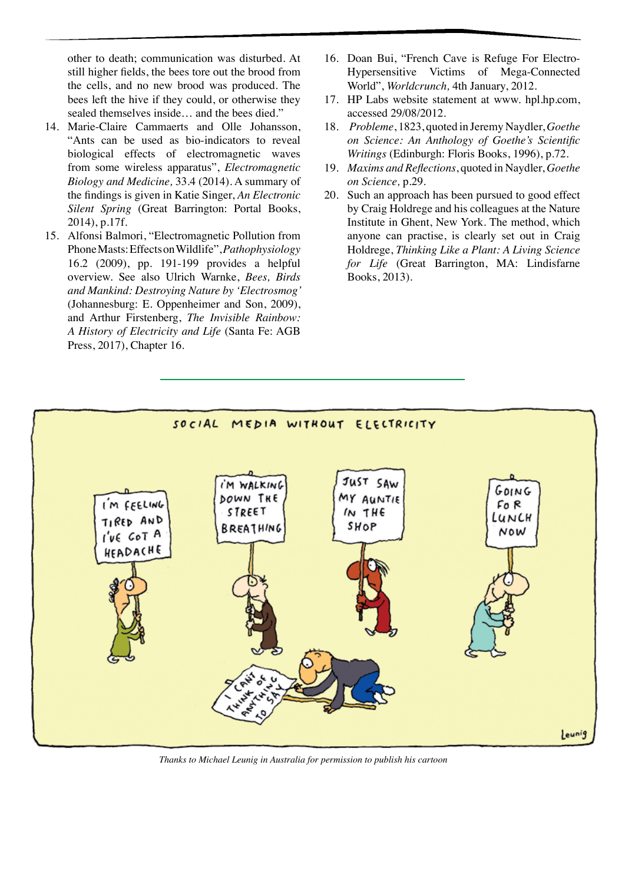other to death; communication was disturbed. At still higher fields, the bees tore out the brood from the cells, and no new brood was produced. The bees left the hive if they could, or otherwise they sealed themselves inside… and the bees died."

14. Marie-Claire Cammaerts and Olle Johansson, "Ants can be used as bio-indicators to reveal biological effects of electromagnetic waves from some wireless apparatus", *Electromagnetic Biology and Medicine,* 33.4 (2014). A summary of the findings is given in Katie Singer, *An Electronic Silent Spring* (Great Barrington: Portal Books, 2014), p.17f.
15. Alfonsi Balmori, "Electromagnetic Pollution from Phone Masts: Effects on Wildlife", *Pathophysiology* 16.2 (2009), pp. 191-199 provides a helpful overview. See also Ulrich Warnke, *Bees, Birds and Mankind: Destroying Nature by 'Electrosmog'* (Johannesburg: E. Oppenheimer and Son, 2009), and Arthur Firstenberg, *The Invisible Rainbow: A History of Electricity and Life* (Santa Fe: AGB Press, 2017), Chapter 16.
16. Doan Bui, "French Cave is Refuge For Electro-Hypersensitive Victims of Mega-Connected World", *Worldcrunch,* 4th January, 2012.
17. HP Labs website statement at www. hpl.hp.com, accessed 29/08/2012.
18. *Probleme*, 1823, quoted in Jeremy Naydler, *Goethe on Science: An Anthology of Goethe's Scientific Writings* (Edinburgh: Floris Books, 1996), p.72.
19. *Maxims and Reflections*, quoted in Naydler, *Goethe on Science,* p.29.
20. Such an approach has been pursued to good effect by Craig Holdrege and his colleagues at the Nature Institute in Ghent, New York. The method, which anyone can practise, is clearly set out in Craig Holdrege, *Thinking Like a Plant: A Living Science for Life* (Great Barrington, MA: Lindisfarne Books, 2013).

*Thanks to Michael Leunig in Australia for permission to publish his cartoon*